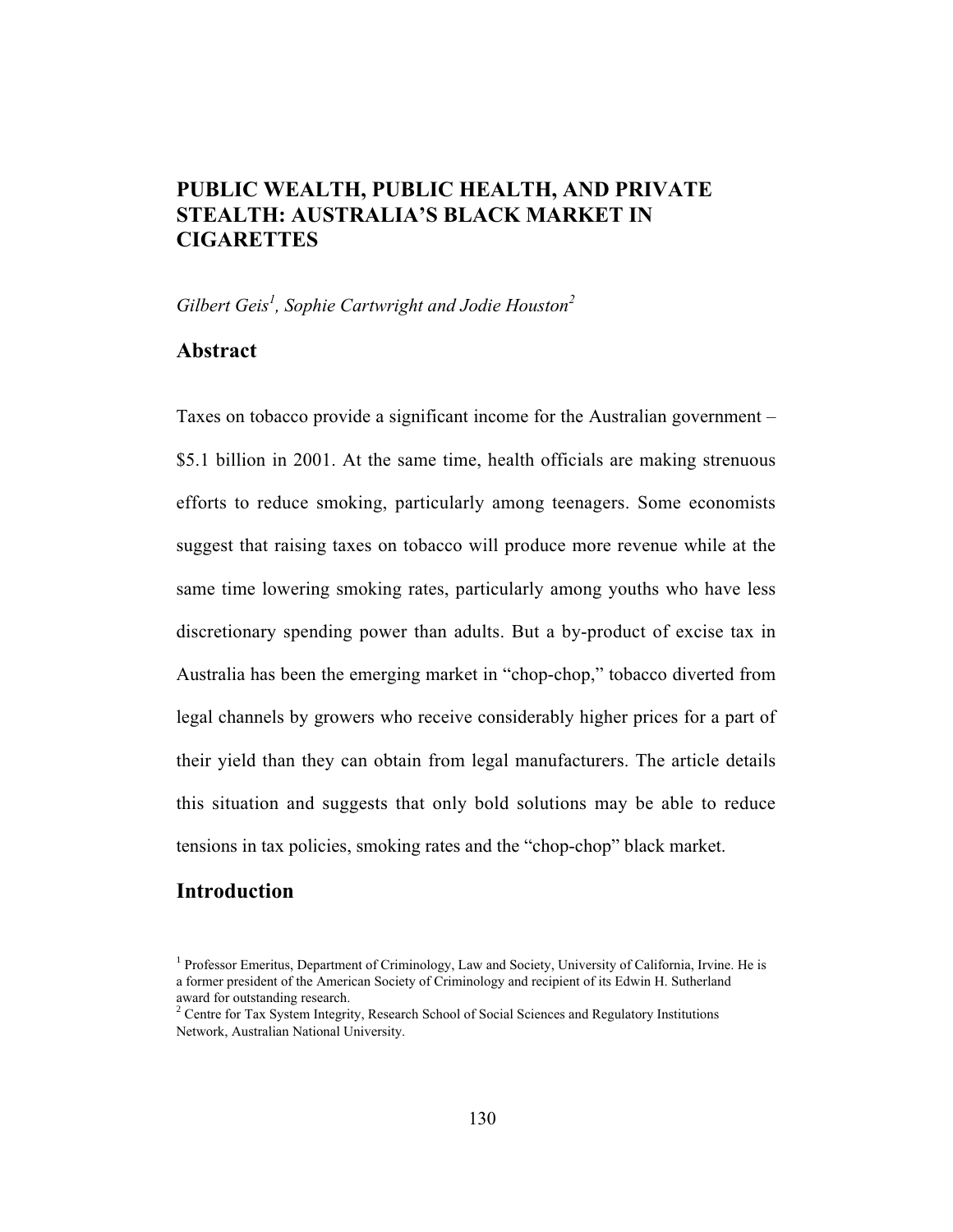# PUBLIC WEALTH, PUBLIC HEALTH, AND PRIVATE STEALTH: AUSTRALIA'S BLACK MARKET IN CIGARETTES

*Gilbert Geis[1], Sophie Cartwright and Jodie Houston[2]*

## Abstract

Taxes on tobacco provide a significant income for the Australian government – $5.1 billion in 2001. At the same time, health officials are making strenuous efforts to reduce smoking, particularly among teenagers. Some economists suggest that raising taxes on tobacco will produce more revenue while at the same time lowering smoking rates, particularly among youths who have less discretionary spending power than adults. But a by-product of excise tax in Australia has been the emerging market in "chop-chop," tobacco diverted from legal channels by growers who receive considerably higher prices for a part of their yield than they can obtain from legal manufacturers. The article details this situation and suggests that only bold solutions may be able to reduce tensions in tax policies, smoking rates and the "chop-chop" black market.

## Introduction

[1] Professor Emeritus, Department of Criminology, Law and Society, University of California, Irvine. He is a former president of the American Society of Criminology and recipient of its Edwin H. Sutherland award for outstanding research.

[2] Centre for Tax System Integrity, Research School of Social Sciences and Regulatory Institutions Network, Australian National University.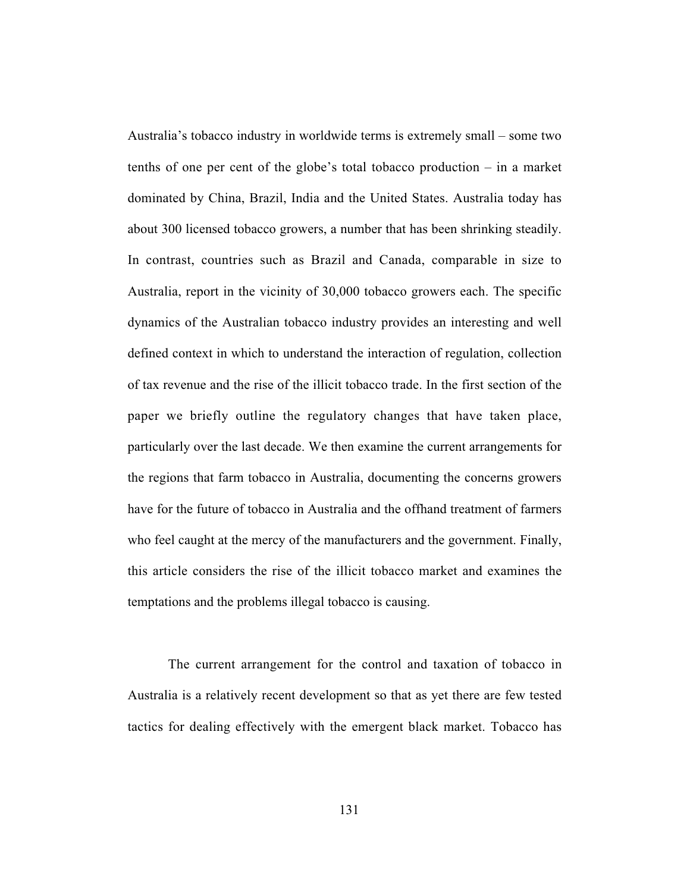Australia's tobacco industry in worldwide terms is extremely small – some two tenths of one per cent of the globe's total tobacco production – in a market dominated by China, Brazil, India and the United States. Australia today has about 300 licensed tobacco growers, a number that has been shrinking steadily. In contrast, countries such as Brazil and Canada, comparable in size to Australia, report in the vicinity of 30,000 tobacco growers each. The specific dynamics of the Australian tobacco industry provides an interesting and well defined context in which to understand the interaction of regulation, collection of tax revenue and the rise of the illicit tobacco trade. In the first section of the paper we briefly outline the regulatory changes that have taken place, particularly over the last decade. We then examine the current arrangements for the regions that farm tobacco in Australia, documenting the concerns growers have for the future of tobacco in Australia and the offhand treatment of farmers who feel caught at the mercy of the manufacturers and the government. Finally, this article considers the rise of the illicit tobacco market and examines the temptations and the problems illegal tobacco is causing.

The current arrangement for the control and taxation of tobacco in Australia is a relatively recent development so that as yet there are few tested tactics for dealing effectively with the emergent black market. Tobacco has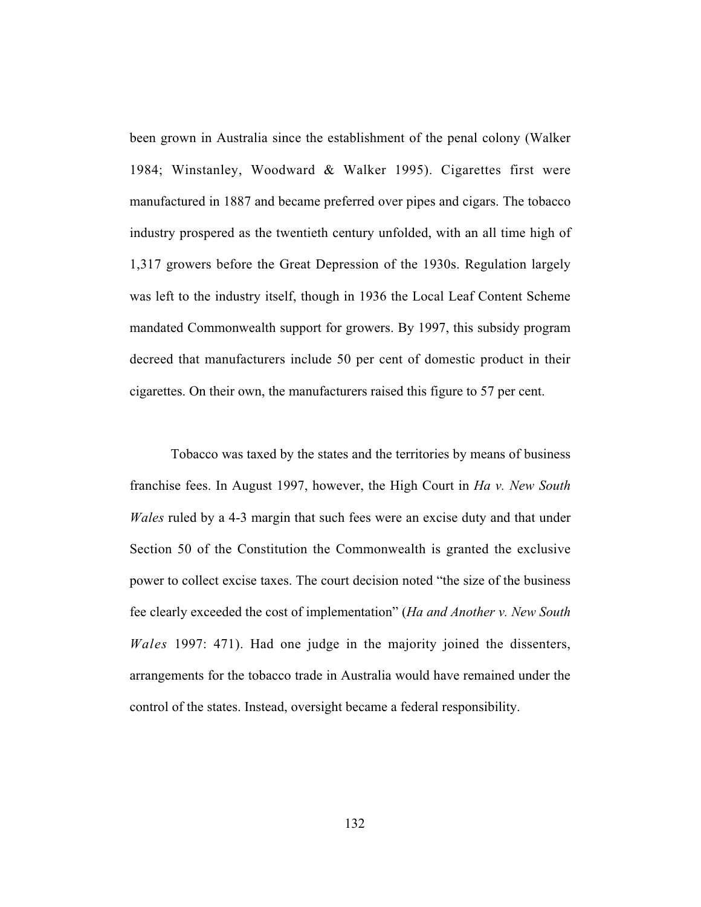been grown in Australia since the establishment of the penal colony (Walker 1984; Winstanley, Woodward & Walker 1995). Cigarettes first were manufactured in 1887 and became preferred over pipes and cigars. The tobacco industry prospered as the twentieth century unfolded, with an all time high of 1,317 growers before the Great Depression of the 1930s. Regulation largely was left to the industry itself, though in 1936 the Local Leaf Content Scheme mandated Commonwealth support for growers. By 1997, this subsidy program decreed that manufacturers include 50 per cent of domestic product in their cigarettes. On their own, the manufacturers raised this figure to 57 per cent.

Tobacco was taxed by the states and the territories by means of business franchise fees. In August 1997, however, the High Court in *Ha v. New South Wales* ruled by a 4-3 margin that such fees were an excise duty and that under Section 50 of the Constitution the Commonwealth is granted the exclusive power to collect excise taxes. The court decision noted "the size of the business fee clearly exceeded the cost of implementation" (*Ha and Another v. New South Wales* 1997: 471). Had one judge in the majority joined the dissenters, arrangements for the tobacco trade in Australia would have remained under the control of the states. Instead, oversight became a federal responsibility.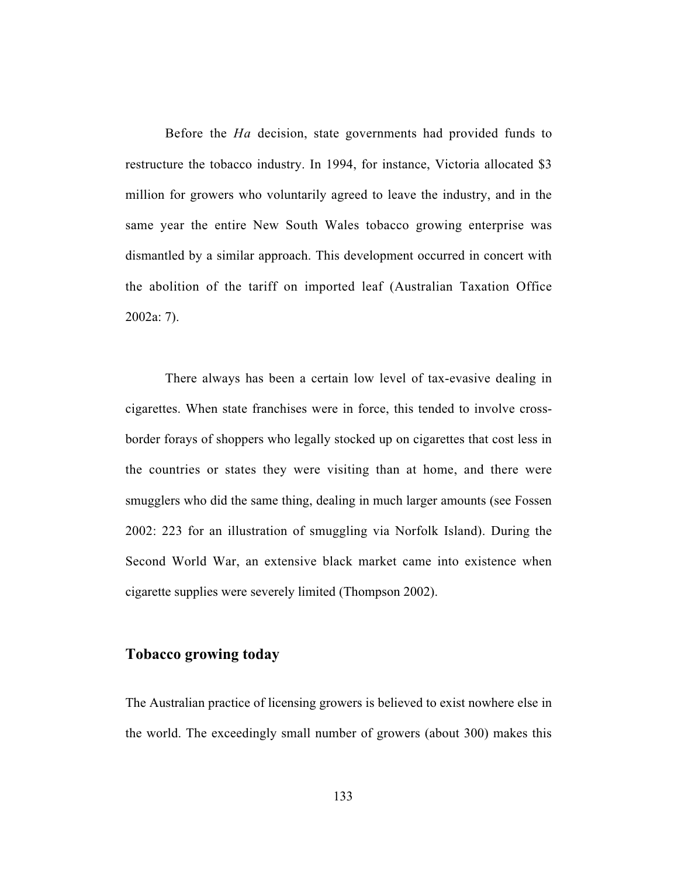Before the *Ha* decision, state governments had provided funds to restructure the tobacco industry. In 1994, for instance, Victoria allocated $3 million for growers who voluntarily agreed to leave the industry, and in the same year the entire New South Wales tobacco growing enterprise was dismantled by a similar approach. This development occurred in concert with the abolition of the tariff on imported leaf (Australian Taxation Office 2002a: 7).

There always has been a certain low level of tax-evasive dealing in cigarettes. When state franchises were in force, this tended to involve cross-border forays of shoppers who legally stocked up on cigarettes that cost less in the countries or states they were visiting than at home, and there were smugglers who did the same thing, dealing in much larger amounts (see Fossen 2002: 223 for an illustration of smuggling via Norfolk Island). During the Second World War, an extensive black market came into existence when cigarette supplies were severely limited (Thompson 2002).

## Tobacco growing today

The Australian practice of licensing growers is believed to exist nowhere else in the world. The exceedingly small number of growers (about 300) makes this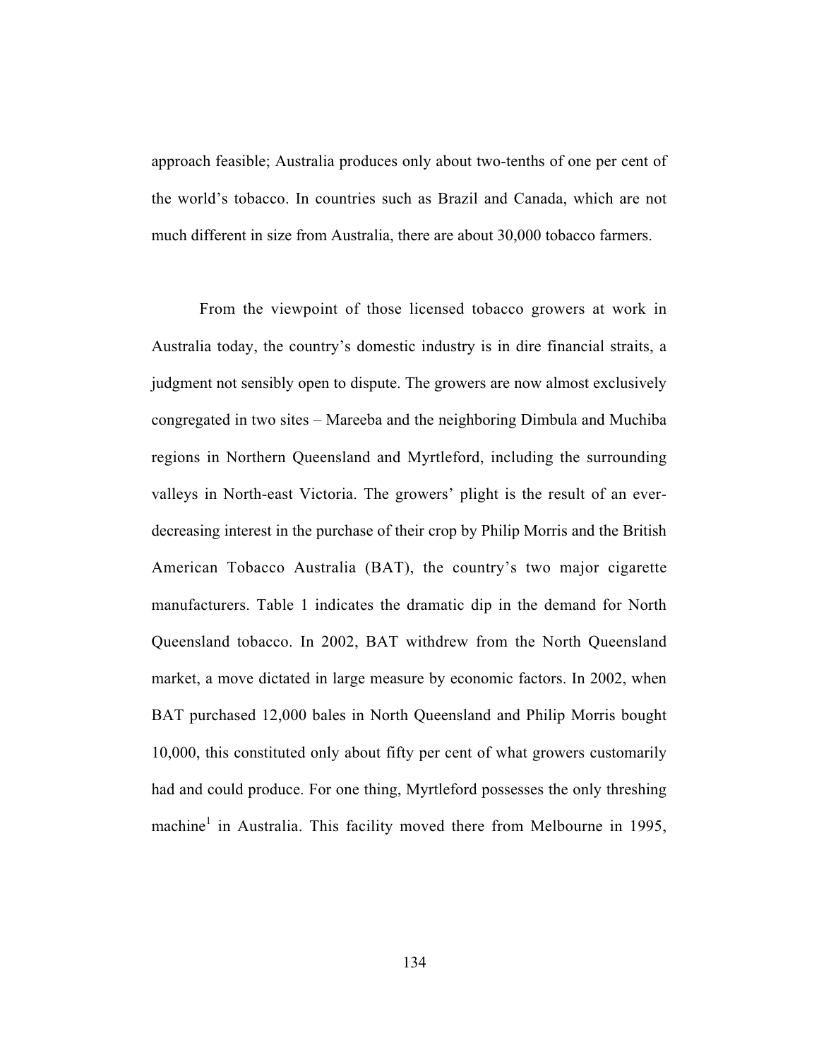approach feasible; Australia produces only about two-tenths of one per cent of the world's tobacco. In countries such as Brazil and Canada, which are not much different in size from Australia, there are about 30,000 tobacco farmers.

From the viewpoint of those licensed tobacco growers at work in Australia today, the country's domestic industry is in dire financial straits, a judgment not sensibly open to dispute. The growers are now almost exclusively congregated in two sites – Mareeba and the neighboring Dimbula and Muchiba regions in Northern Queensland and Myrtleford, including the surrounding valleys in North-east Victoria. The growers' plight is the result of an ever-decreasing interest in the purchase of their crop by Philip Morris and the British American Tobacco Australia (BAT), the country's two major cigarette manufacturers. Table 1 indicates the dramatic dip in the demand for North Queensland tobacco. In 2002, BAT withdrew from the North Queensland market, a move dictated in large measure by economic factors. In 2002, when BAT purchased 12,000 bales in North Queensland and Philip Morris bought 10,000, this constituted only about fifty per cent of what growers customarily had and could produce. For one thing, Myrtleford possesses the only threshing machine[1] in Australia. This facility moved there from Melbourne in 1995,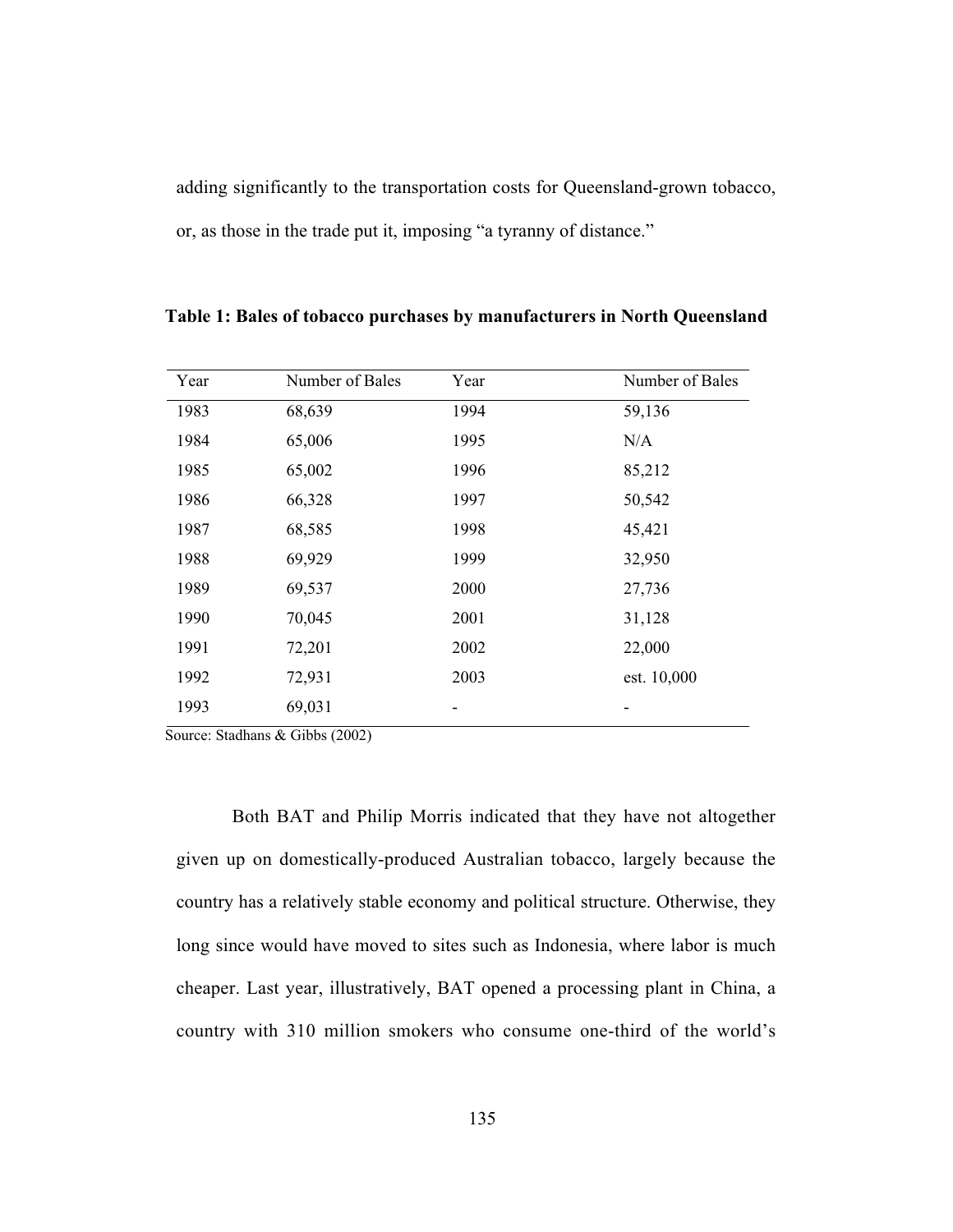adding significantly to the transportation costs for Queensland-grown tobacco, or, as those in the trade put it, imposing "a tyranny of distance."

**Table 1: Bales of tobacco purchases by manufacturers in North Queensland**

| Year | Number of Bales | Year | Number of Bales |
|---|---|---|---|
| 1983 | 68,639 | 1994 | 59,136 |
| 1984 | 65,006 | 1995 | N/A |
| 1985 | 65,002 | 1996 | 85,212 |
| 1986 | 66,328 | 1997 | 50,542 |
| 1987 | 68,585 | 1998 | 45,421 |
| 1988 | 69,929 | 1999 | 32,950 |
| 1989 | 69,537 | 2000 | 27,736 |
| 1990 | 70,045 | 2001 | 31,128 |
| 1991 | 72,201 | 2002 | 22,000 |
| 1992 | 72,931 | 2003 | est. 10,000 |
| 1993 | 69,031 | - | - |

Source: Stadhans & Gibbs (2002)

Both BAT and Philip Morris indicated that they have not altogether given up on domestically-produced Australian tobacco, largely because the country has a relatively stable economy and political structure. Otherwise, they long since would have moved to sites such as Indonesia, where labor is much cheaper. Last year, illustratively, BAT opened a processing plant in China, a country with 310 million smokers who consume one-third of the world's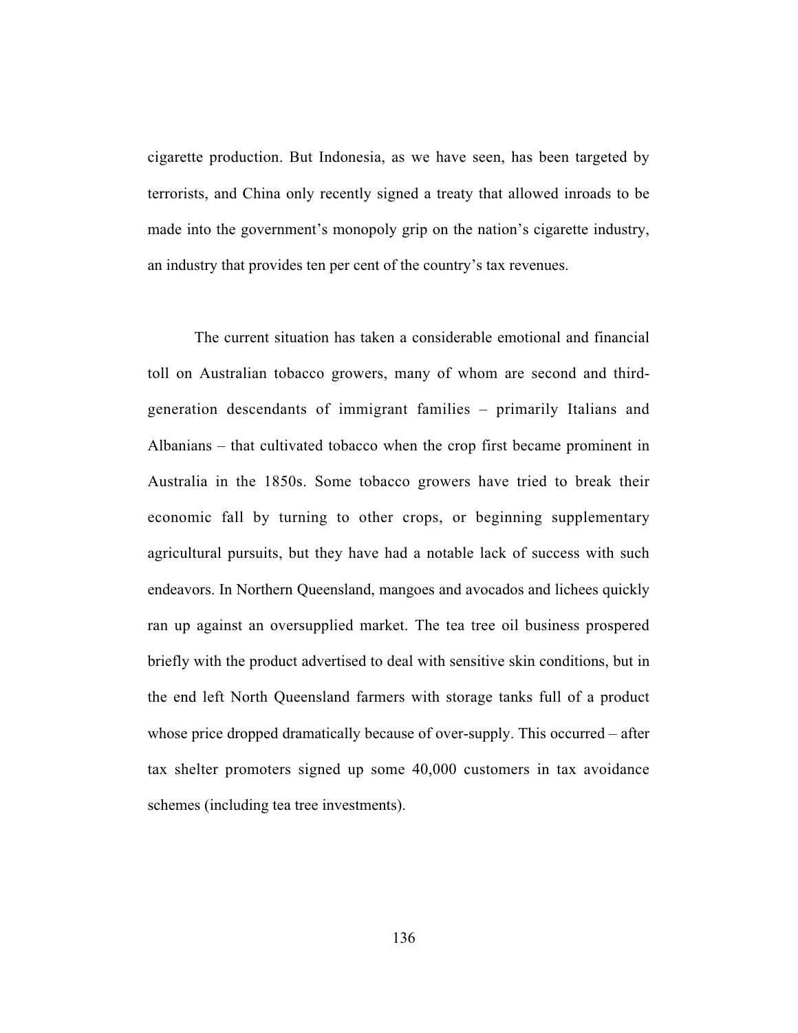cigarette production. But Indonesia, as we have seen, has been targeted by terrorists, and China only recently signed a treaty that allowed inroads to be made into the government's monopoly grip on the nation's cigarette industry, an industry that provides ten per cent of the country's tax revenues.

The current situation has taken a considerable emotional and financial toll on Australian tobacco growers, many of whom are second and third-generation descendants of immigrant families – primarily Italians and Albanians – that cultivated tobacco when the crop first became prominent in Australia in the 1850s. Some tobacco growers have tried to break their economic fall by turning to other crops, or beginning supplementary agricultural pursuits, but they have had a notable lack of success with such endeavors. In Northern Queensland, mangoes and avocados and lichees quickly ran up against an oversupplied market. The tea tree oil business prospered briefly with the product advertised to deal with sensitive skin conditions, but in the end left North Queensland farmers with storage tanks full of a product whose price dropped dramatically because of over-supply. This occurred – after tax shelter promoters signed up some 40,000 customers in tax avoidance schemes (including tea tree investments).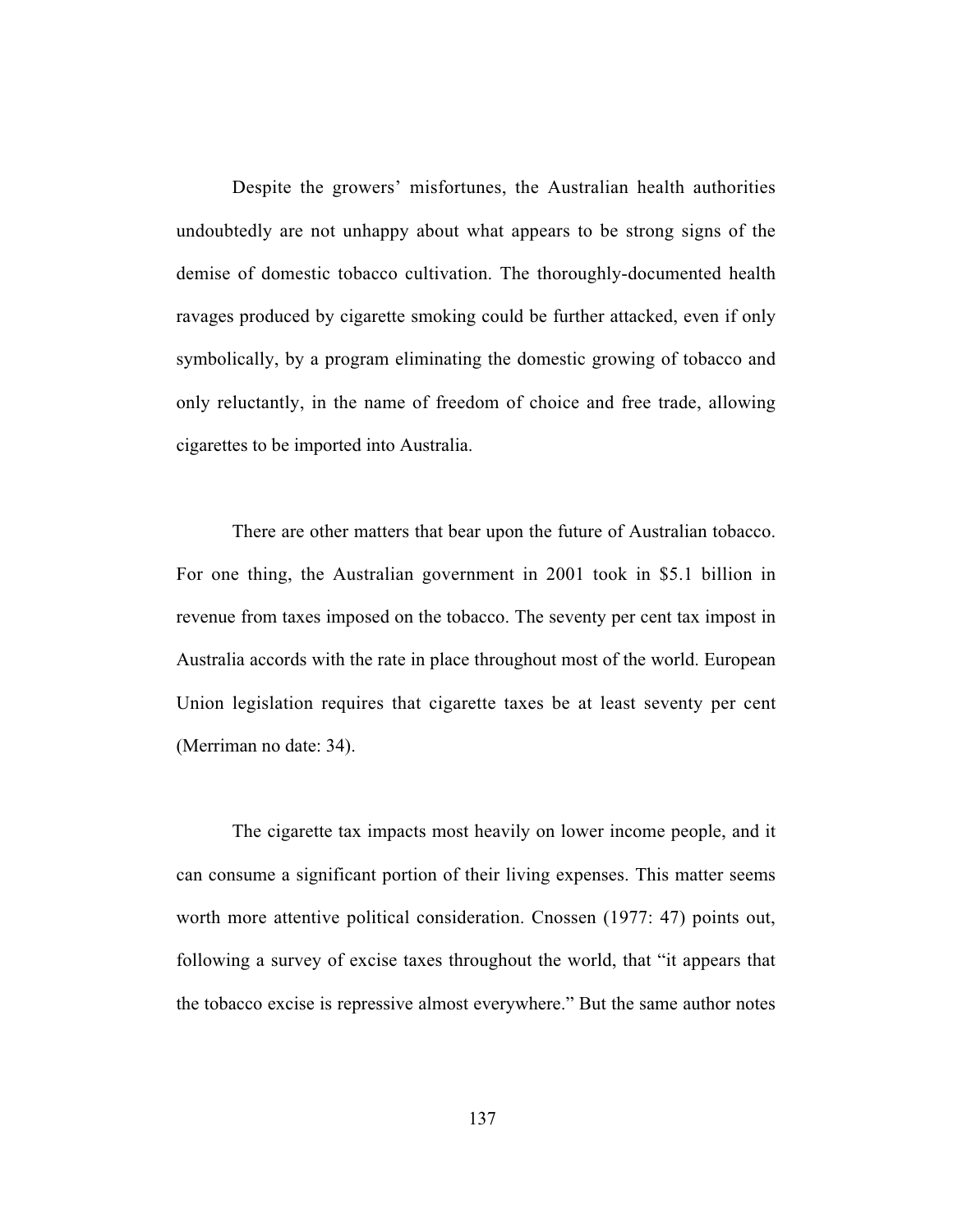Despite the growers' misfortunes, the Australian health authorities undoubtedly are not unhappy about what appears to be strong signs of the demise of domestic tobacco cultivation. The thoroughly-documented health ravages produced by cigarette smoking could be further attacked, even if only symbolically, by a program eliminating the domestic growing of tobacco and only reluctantly, in the name of freedom of choice and free trade, allowing cigarettes to be imported into Australia.

There are other matters that bear upon the future of Australian tobacco. For one thing, the Australian government in 2001 took in $5.1 billion in revenue from taxes imposed on the tobacco. The seventy per cent tax impost in Australia accords with the rate in place throughout most of the world. European Union legislation requires that cigarette taxes be at least seventy per cent (Merriman no date: 34).

The cigarette tax impacts most heavily on lower income people, and it can consume a significant portion of their living expenses. This matter seems worth more attentive political consideration. Cnossen (1977: 47) points out, following a survey of excise taxes throughout the world, that "it appears that the tobacco excise is repressive almost everywhere." But the same author notes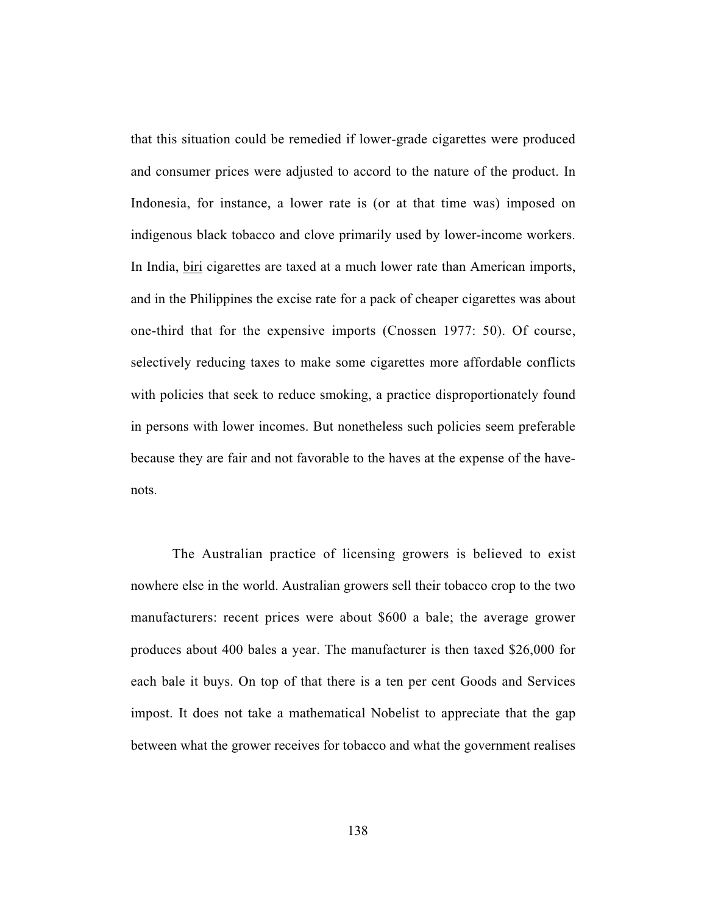that this situation could be remedied if lower-grade cigarettes were produced and consumer prices were adjusted to accord to the nature of the product. In Indonesia, for instance, a lower rate is (or at that time was) imposed on indigenous black tobacco and clove primarily used by lower-income workers. In India, <u>biri</u> cigarettes are taxed at a much lower rate than American imports, and in the Philippines the excise rate for a pack of cheaper cigarettes was about one-third that for the expensive imports (Cnossen 1977: 50). Of course, selectively reducing taxes to make some cigarettes more affordable conflicts with policies that seek to reduce smoking, a practice disproportionately found in persons with lower incomes. But nonetheless such policies seem preferable because they are fair and not favorable to the haves at the expense of the have-nots.

The Australian practice of licensing growers is believed to exist nowhere else in the world. Australian growers sell their tobacco crop to the two manufacturers: recent prices were about $600 a bale; the average grower produces about 400 bales a year. The manufacturer is then taxed $26,000 for each bale it buys. On top of that there is a ten per cent Goods and Services impost. It does not take a mathematical Nobelist to appreciate that the gap between what the grower receives for tobacco and what the government realises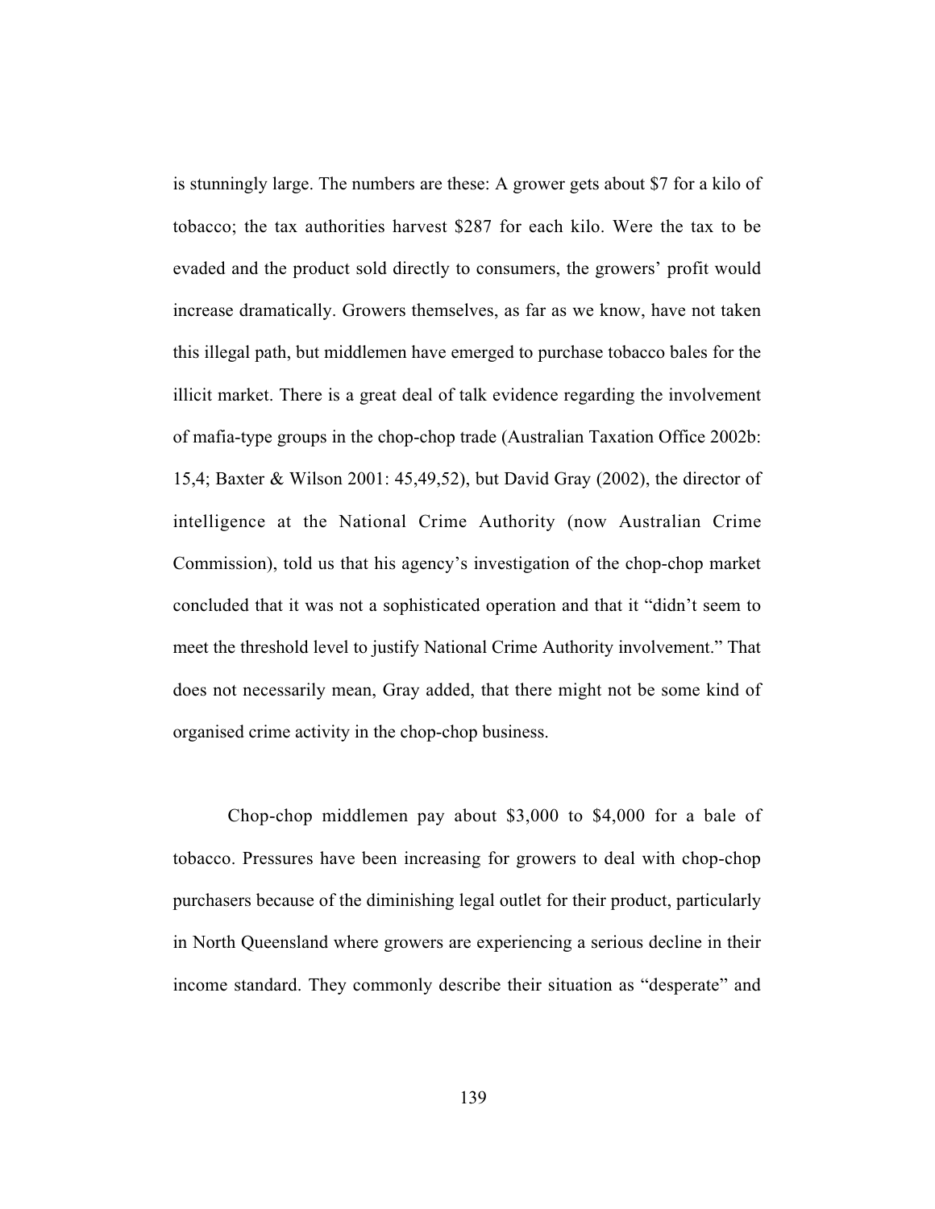is stunningly large. The numbers are these: A grower gets about $7 for a kilo of tobacco; the tax authorities harvest $287 for each kilo. Were the tax to be evaded and the product sold directly to consumers, the growers' profit would increase dramatically. Growers themselves, as far as we know, have not taken this illegal path, but middlemen have emerged to purchase tobacco bales for the illicit market. There is a great deal of talk evidence regarding the involvement of mafia-type groups in the chop-chop trade (Australian Taxation Office 2002b: 15,4; Baxter & Wilson 2001: 45,49,52), but David Gray (2002), the director of intelligence at the National Crime Authority (now Australian Crime Commission), told us that his agency's investigation of the chop-chop market concluded that it was not a sophisticated operation and that it "didn't seem to meet the threshold level to justify National Crime Authority involvement." That does not necessarily mean, Gray added, that there might not be some kind of organised crime activity in the chop-chop business.

Chop-chop middlemen pay about $3,000 to $4,000 for a bale of tobacco. Pressures have been increasing for growers to deal with chop-chop purchasers because of the diminishing legal outlet for their product, particularly in North Queensland where growers are experiencing a serious decline in their income standard. They commonly describe their situation as "desperate" and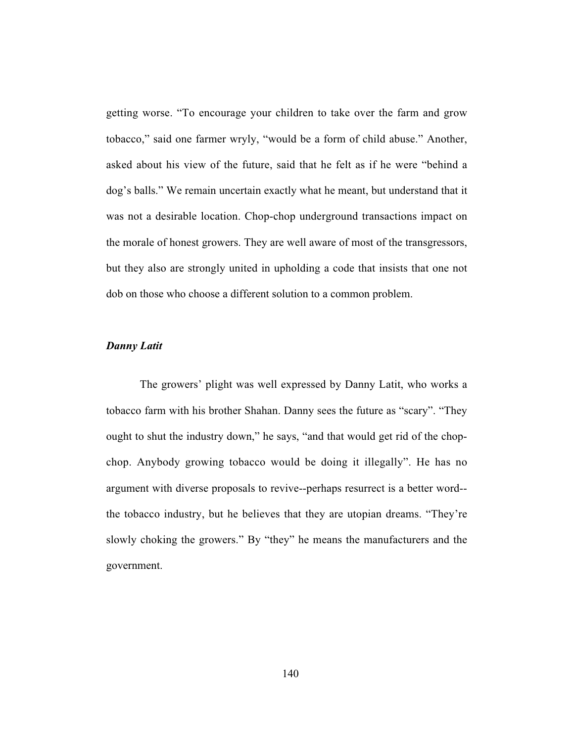getting worse. "To encourage your children to take over the farm and grow tobacco," said one farmer wryly, "would be a form of child abuse." Another, asked about his view of the future, said that he felt as if he were "behind a dog's balls." We remain uncertain exactly what he meant, but understand that it was not a desirable location. Chop-chop underground transactions impact on the morale of honest growers. They are well aware of most of the transgressors, but they also are strongly united in upholding a code that insists that one not dob on those who choose a different solution to a common problem.

### *Danny Latit*

The growers' plight was well expressed by Danny Latit, who works a tobacco farm with his brother Shahan. Danny sees the future as "scary". "They ought to shut the industry down," he says, "and that would get rid of the chop-chop. Anybody growing tobacco would be doing it illegally". He has no argument with diverse proposals to revive--perhaps resurrect is a better word--the tobacco industry, but he believes that they are utopian dreams. "They're slowly choking the growers." By "they" he means the manufacturers and the government.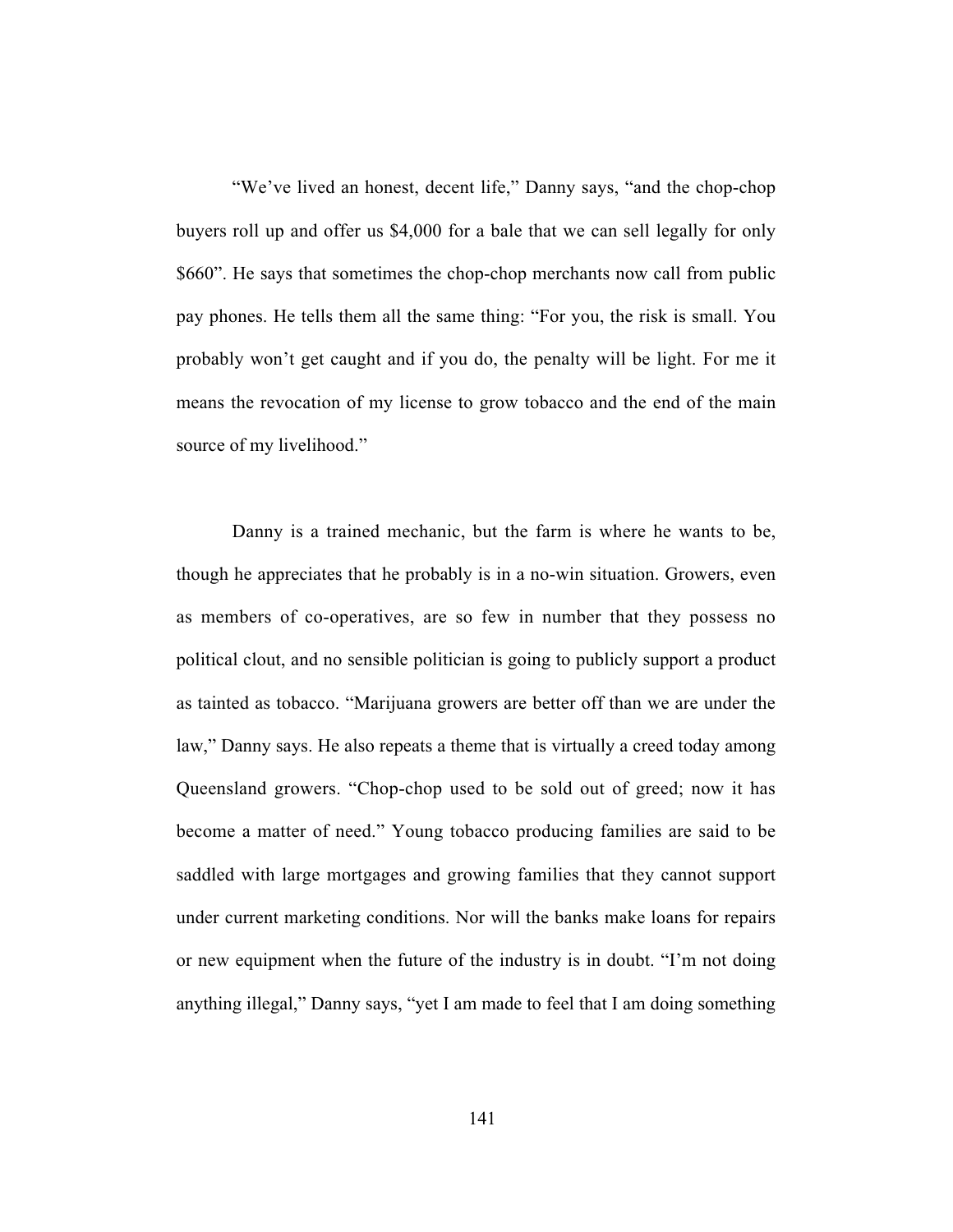“We’ve lived an honest, decent life,” Danny says, “and the chop-chop buyers roll up and offer us $4,000 for a bale that we can sell legally for only $660”. He says that sometimes the chop-chop merchants now call from public pay phones. He tells them all the same thing: “For you, the risk is small. You probably won’t get caught and if you do, the penalty will be light. For me it means the revocation of my license to grow tobacco and the end of the main source of my livelihood.”

Danny is a trained mechanic, but the farm is where he wants to be, though he appreciates that he probably is in a no-win situation. Growers, even as members of co-operatives, are so few in number that they possess no political clout, and no sensible politician is going to publicly support a product as tainted as tobacco. “Marijuana growers are better off than we are under the law,” Danny says. He also repeats a theme that is virtually a creed today among Queensland growers. “Chop-chop used to be sold out of greed; now it has become a matter of need.” Young tobacco producing families are said to be saddled with large mortgages and growing families that they cannot support under current marketing conditions. Nor will the banks make loans for repairs or new equipment when the future of the industry is in doubt. “I’m not doing anything illegal,” Danny says, “yet I am made to feel that I am doing something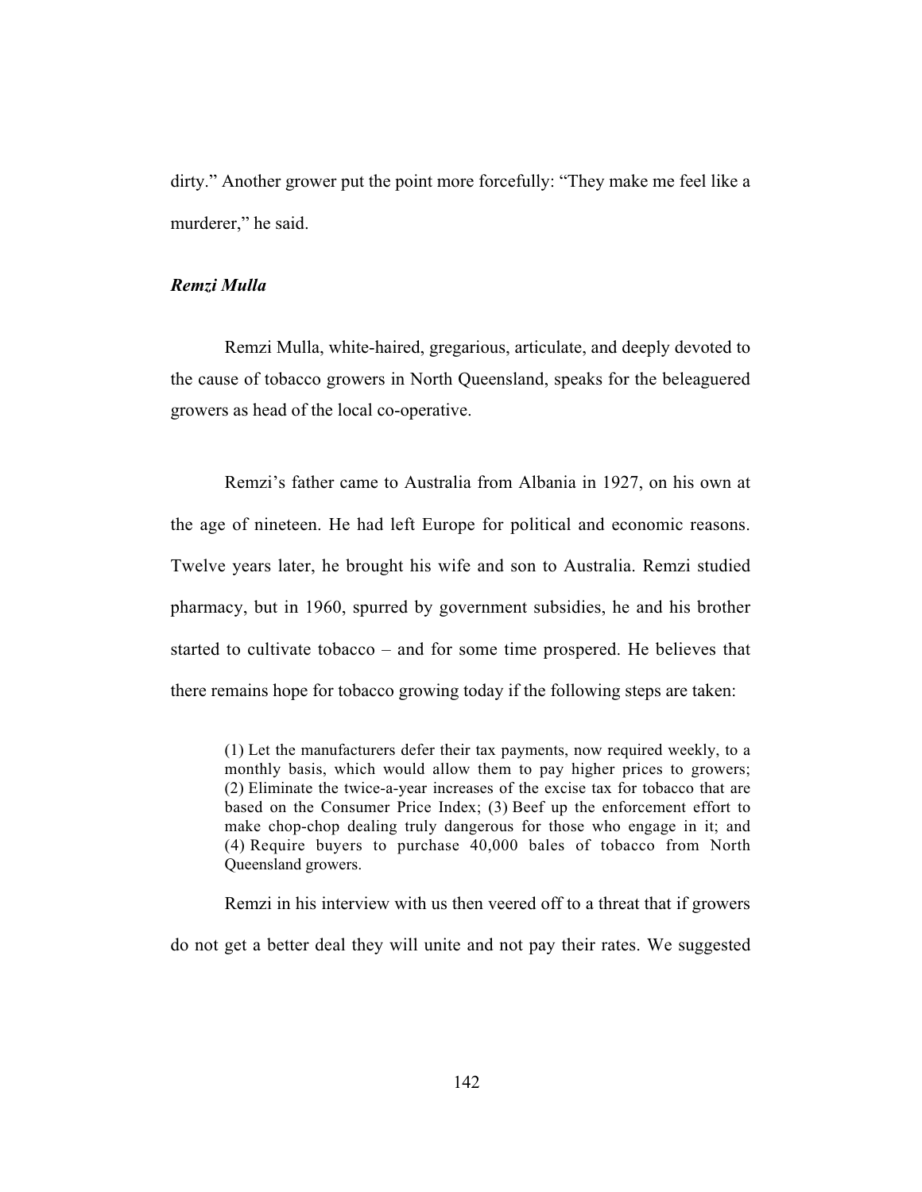dirty." Another grower put the point more forcefully: "They make me feel like a murderer," he said.

### *Remzi Mulla*

Remzi Mulla, white-haired, gregarious, articulate, and deeply devoted to the cause of tobacco growers in North Queensland, speaks for the beleaguered growers as head of the local co-operative.

Remzi's father came to Australia from Albania in 1927, on his own at the age of nineteen. He had left Europe for political and economic reasons. Twelve years later, he brought his wife and son to Australia. Remzi studied pharmacy, but in 1960, spurred by government subsidies, he and his brother started to cultivate tobacco – and for some time prospered. He believes that there remains hope for tobacco growing today if the following steps are taken:

> (1) Let the manufacturers defer their tax payments, now required weekly, to a monthly basis, which would allow them to pay higher prices to growers; (2) Eliminate the twice-a-year increases of the excise tax for tobacco that are based on the Consumer Price Index; (3) Beef up the enforcement effort to make chop-chop dealing truly dangerous for those who engage in it; and (4) Require buyers to purchase 40,000 bales of tobacco from North Queensland growers.

Remzi in his interview with us then veered off to a threat that if growers do not get a better deal they will unite and not pay their rates. We suggested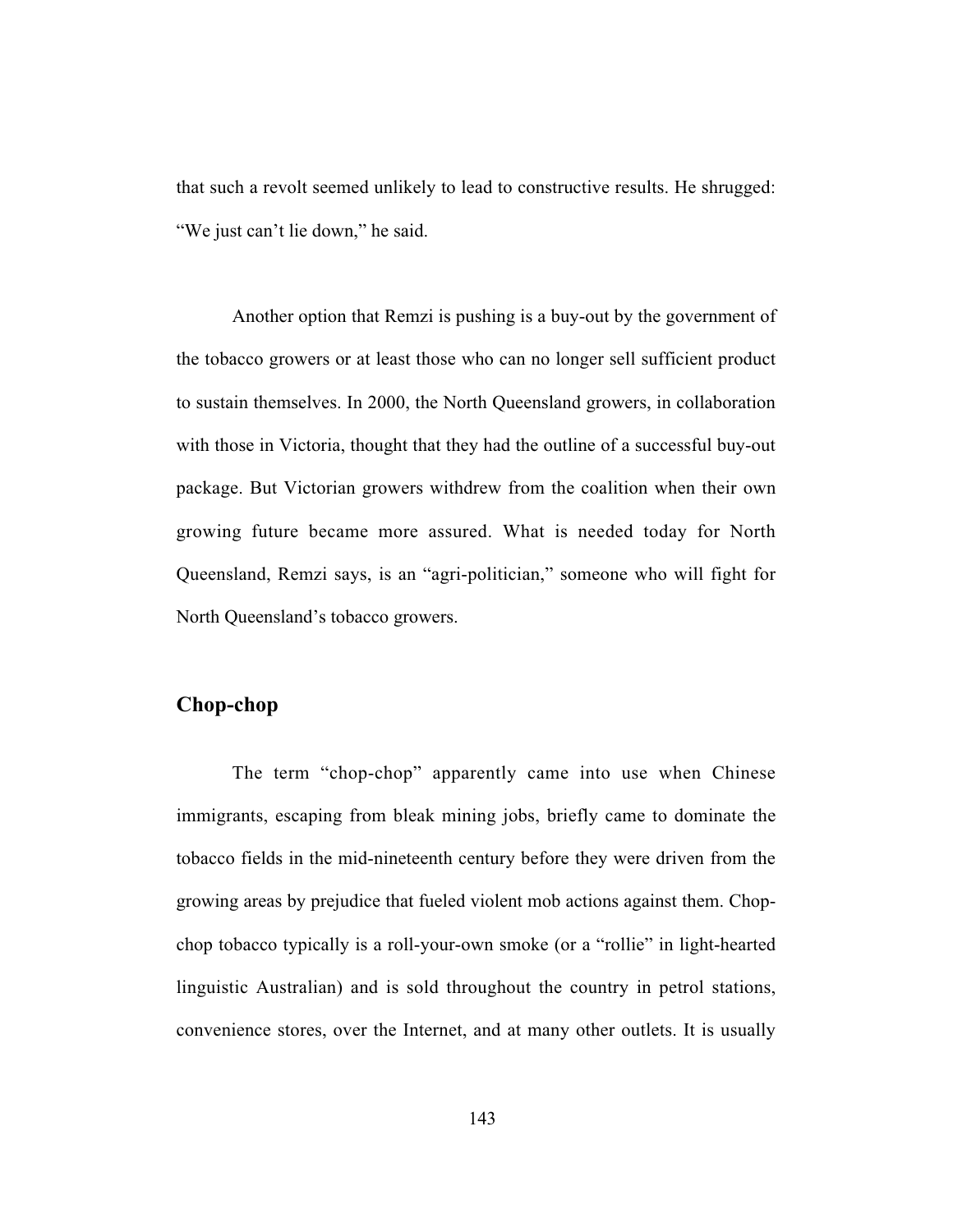that such a revolt seemed unlikely to lead to constructive results. He shrugged: "We just can't lie down," he said.

Another option that Remzi is pushing is a buy-out by the government of the tobacco growers or at least those who can no longer sell sufficient product to sustain themselves. In 2000, the North Queensland growers, in collaboration with those in Victoria, thought that they had the outline of a successful buy-out package. But Victorian growers withdrew from the coalition when their own growing future became more assured. What is needed today for North Queensland, Remzi says, is an "agri-politician," someone who will fight for North Queensland's tobacco growers.

## Chop-chop

The term "chop-chop" apparently came into use when Chinese immigrants, escaping from bleak mining jobs, briefly came to dominate the tobacco fields in the mid-nineteenth century before they were driven from the growing areas by prejudice that fueled violent mob actions against them. Chop-chop tobacco typically is a roll-your-own smoke (or a "rollie" in light-hearted linguistic Australian) and is sold throughout the country in petrol stations, convenience stores, over the Internet, and at many other outlets. It is usually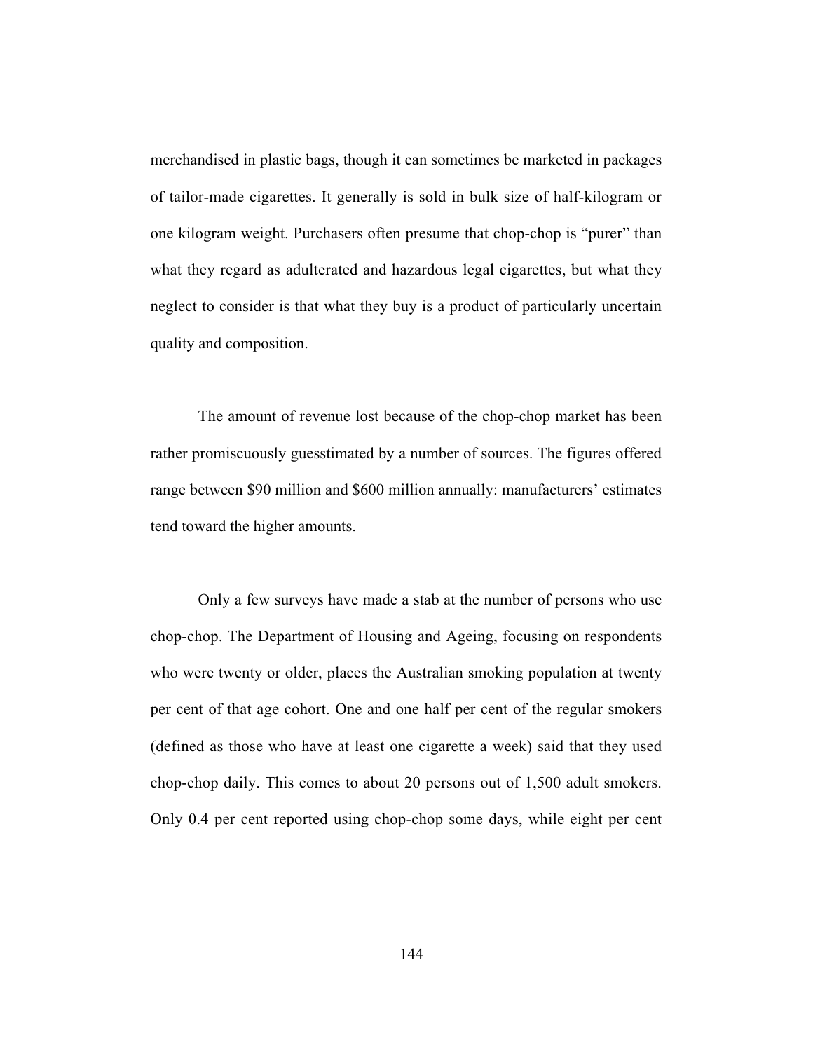merchandised in plastic bags, though it can sometimes be marketed in packages of tailor-made cigarettes. It generally is sold in bulk size of half-kilogram or one kilogram weight. Purchasers often presume that chop-chop is "purer" than what they regard as adulterated and hazardous legal cigarettes, but what they neglect to consider is that what they buy is a product of particularly uncertain quality and composition.

The amount of revenue lost because of the chop-chop market has been rather promiscuously guesstimated by a number of sources. The figures offered range between $90 million and $600 million annually: manufacturers' estimates tend toward the higher amounts.

Only a few surveys have made a stab at the number of persons who use chop-chop. The Department of Housing and Ageing, focusing on respondents who were twenty or older, places the Australian smoking population at twenty per cent of that age cohort. One and one half per cent of the regular smokers (defined as those who have at least one cigarette a week) said that they used chop-chop daily. This comes to about 20 persons out of 1,500 adult smokers. Only 0.4 per cent reported using chop-chop some days, while eight per cent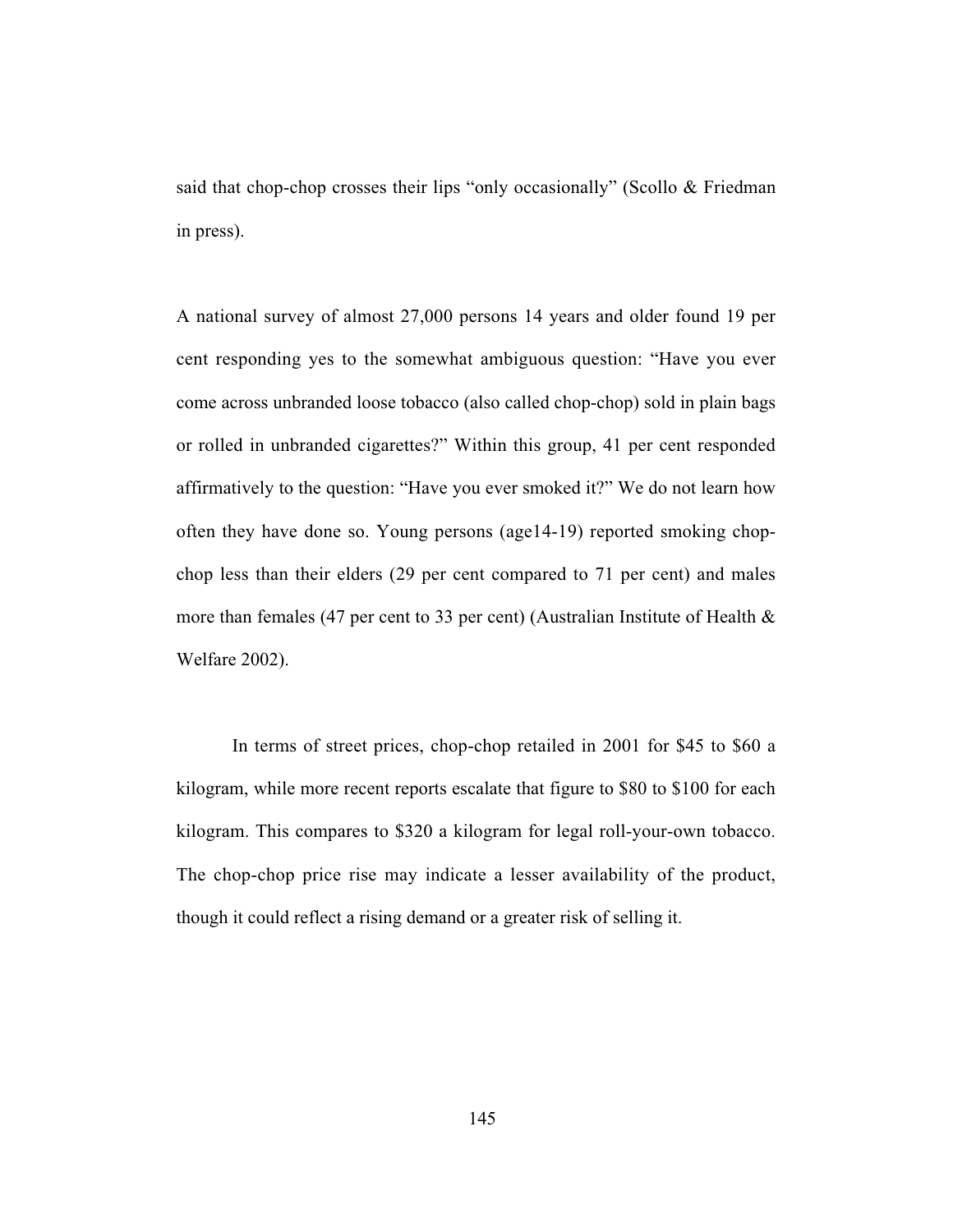said that chop-chop crosses their lips "only occasionally" (Scollo & Friedman in press).

A national survey of almost 27,000 persons 14 years and older found 19 per cent responding yes to the somewhat ambiguous question: "Have you ever come across unbranded loose tobacco (also called chop-chop) sold in plain bags or rolled in unbranded cigarettes?" Within this group, 41 per cent responded affirmatively to the question: "Have you ever smoked it?" We do not learn how often they have done so. Young persons (age14-19) reported smoking chop-chop less than their elders (29 per cent compared to 71 per cent) and males more than females (47 per cent to 33 per cent) (Australian Institute of Health & Welfare 2002).

In terms of street prices, chop-chop retailed in 2001 for $45 to $60 a kilogram, while more recent reports escalate that figure to $80 to $100 for each kilogram. This compares to $320 a kilogram for legal roll-your-own tobacco. The chop-chop price rise may indicate a lesser availability of the product, though it could reflect a rising demand or a greater risk of selling it.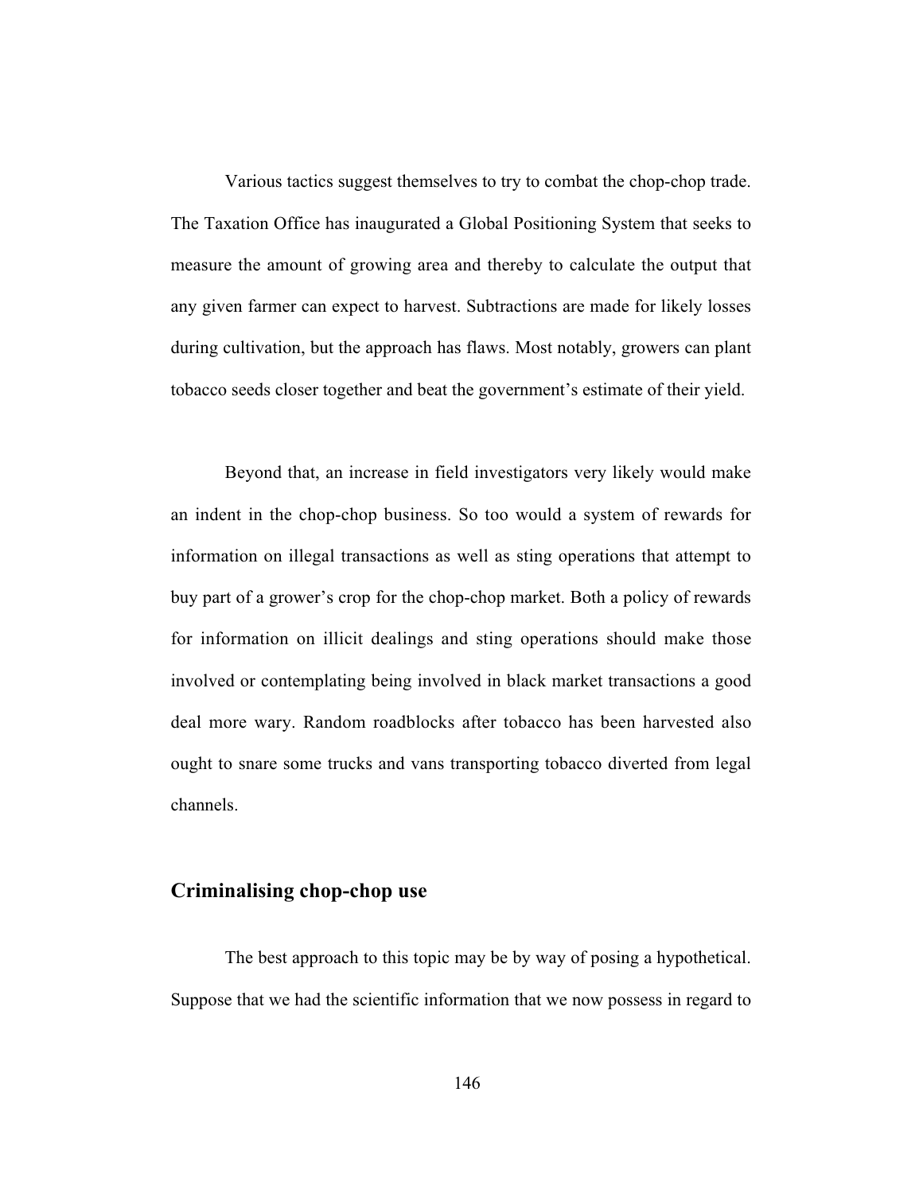Various tactics suggest themselves to try to combat the chop-chop trade. The Taxation Office has inaugurated a Global Positioning System that seeks to measure the amount of growing area and thereby to calculate the output that any given farmer can expect to harvest. Subtractions are made for likely losses during cultivation, but the approach has flaws. Most notably, growers can plant tobacco seeds closer together and beat the government's estimate of their yield.

Beyond that, an increase in field investigators very likely would make an indent in the chop-chop business. So too would a system of rewards for information on illegal transactions as well as sting operations that attempt to buy part of a grower's crop for the chop-chop market. Both a policy of rewards for information on illicit dealings and sting operations should make those involved or contemplating being involved in black market transactions a good deal more wary. Random roadblocks after tobacco has been harvested also ought to snare some trucks and vans transporting tobacco diverted from legal channels.

## Criminalising chop-chop use

The best approach to this topic may be by way of posing a hypothetical. Suppose that we had the scientific information that we now possess in regard to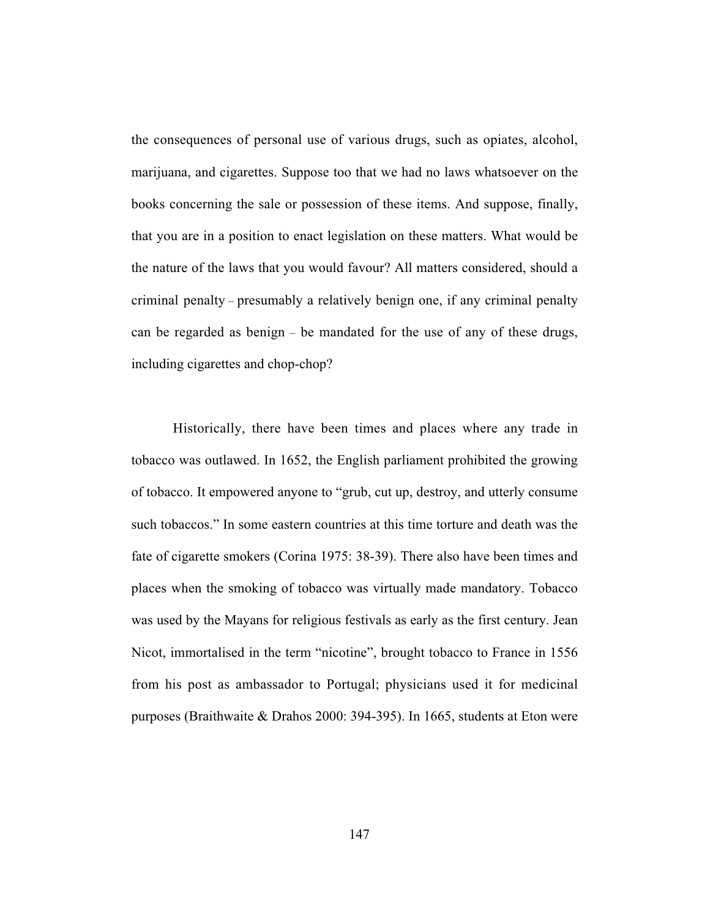the consequences of personal use of various drugs, such as opiates, alcohol, marijuana, and cigarettes. Suppose too that we had no laws whatsoever on the books concerning the sale or possession of these items. And suppose, finally, that you are in a position to enact legislation on these matters. What would be the nature of the laws that you would favour? All matters considered, should a criminal penalty – presumably a relatively benign one, if any criminal penalty can be regarded as benign – be mandated for the use of any of these drugs, including cigarettes and chop-chop?

Historically, there have been times and places where any trade in tobacco was outlawed. In 1652, the English parliament prohibited the growing of tobacco. It empowered anyone to "grub, cut up, destroy, and utterly consume such tobaccos." In some eastern countries at this time torture and death was the fate of cigarette smokers (Corina 1975: 38-39). There also have been times and places when the smoking of tobacco was virtually made mandatory. Tobacco was used by the Mayans for religious festivals as early as the first century. Jean Nicot, immortalised in the term "nicotine", brought tobacco to France in 1556 from his post as ambassador to Portugal; physicians used it for medicinal purposes (Braithwaite & Drahos 2000: 394-395). In 1665, students at Eton were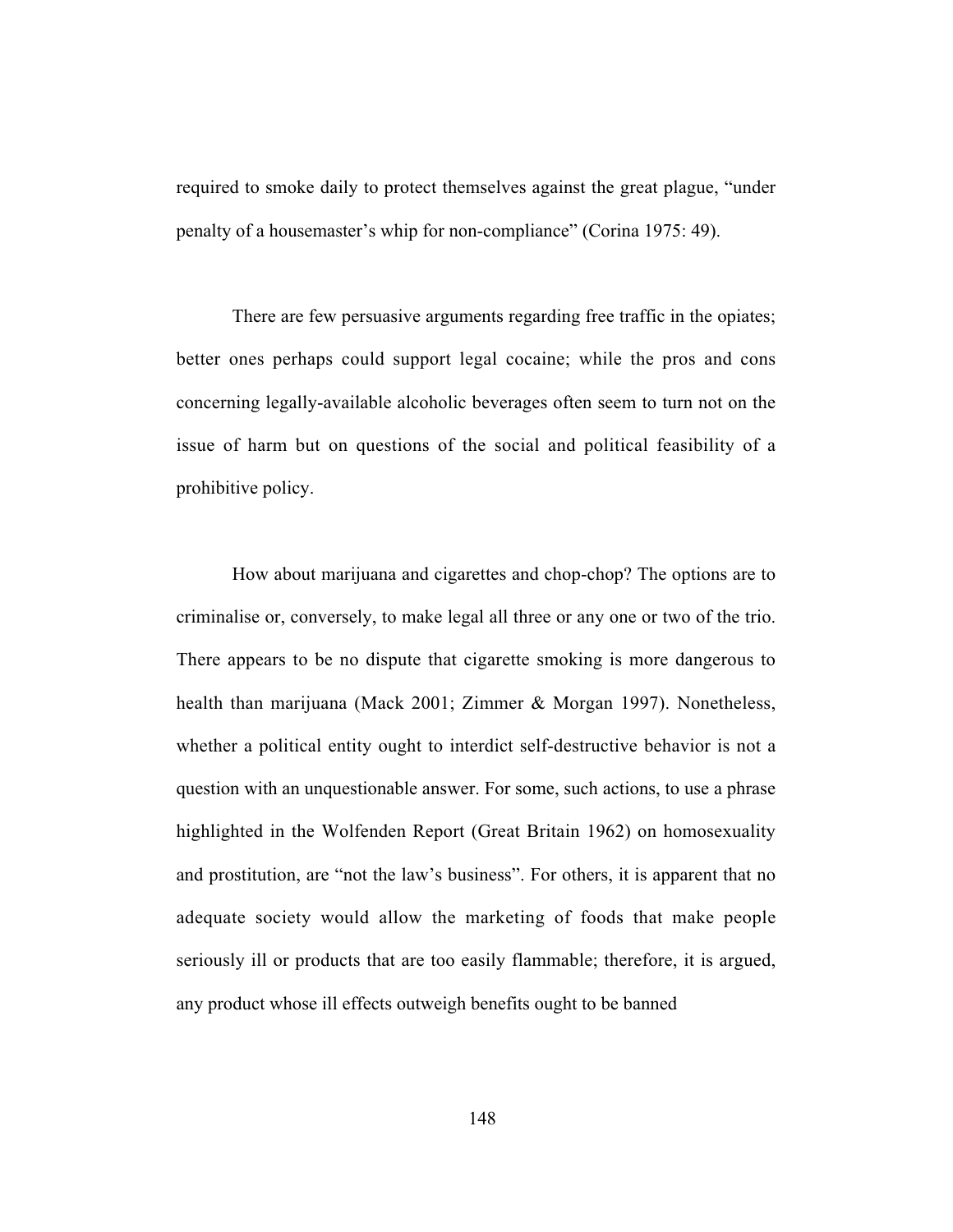required to smoke daily to protect themselves against the great plague, "under penalty of a housemaster's whip for non-compliance" (Corina 1975: 49).

There are few persuasive arguments regarding free traffic in the opiates; better ones perhaps could support legal cocaine; while the pros and cons concerning legally-available alcoholic beverages often seem to turn not on the issue of harm but on questions of the social and political feasibility of a prohibitive policy.

How about marijuana and cigarettes and chop-chop? The options are to criminalise or, conversely, to make legal all three or any one or two of the trio. There appears to be no dispute that cigarette smoking is more dangerous to health than marijuana (Mack 2001; Zimmer & Morgan 1997). Nonetheless, whether a political entity ought to interdict self-destructive behavior is not a question with an unquestionable answer. For some, such actions, to use a phrase highlighted in the Wolfenden Report (Great Britain 1962) on homosexuality and prostitution, are "not the law's business". For others, it is apparent that no adequate society would allow the marketing of foods that make people seriously ill or products that are too easily flammable; therefore, it is argued, any product whose ill effects outweigh benefits ought to be banned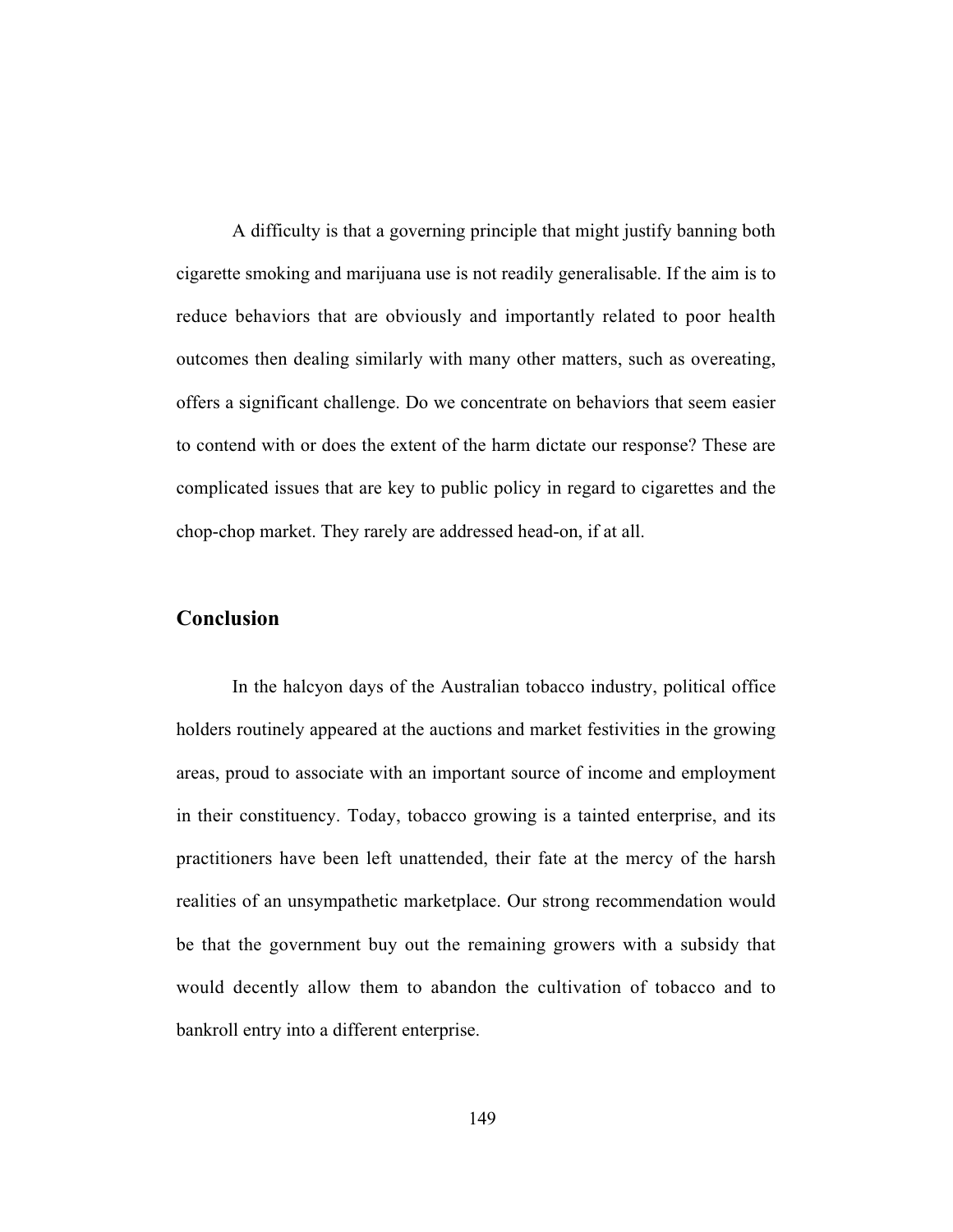A difficulty is that a governing principle that might justify banning both cigarette smoking and marijuana use is not readily generalisable. If the aim is to reduce behaviors that are obviously and importantly related to poor health outcomes then dealing similarly with many other matters, such as overeating, offers a significant challenge. Do we concentrate on behaviors that seem easier to contend with or does the extent of the harm dictate our response? These are complicated issues that are key to public policy in regard to cigarettes and the chop-chop market. They rarely are addressed head-on, if at all.

## Conclusion

In the halcyon days of the Australian tobacco industry, political office holders routinely appeared at the auctions and market festivities in the growing areas, proud to associate with an important source of income and employment in their constituency. Today, tobacco growing is a tainted enterprise, and its practitioners have been left unattended, their fate at the mercy of the harsh realities of an unsympathetic marketplace. Our strong recommendation would be that the government buy out the remaining growers with a subsidy that would decently allow them to abandon the cultivation of tobacco and to bankroll entry into a different enterprise.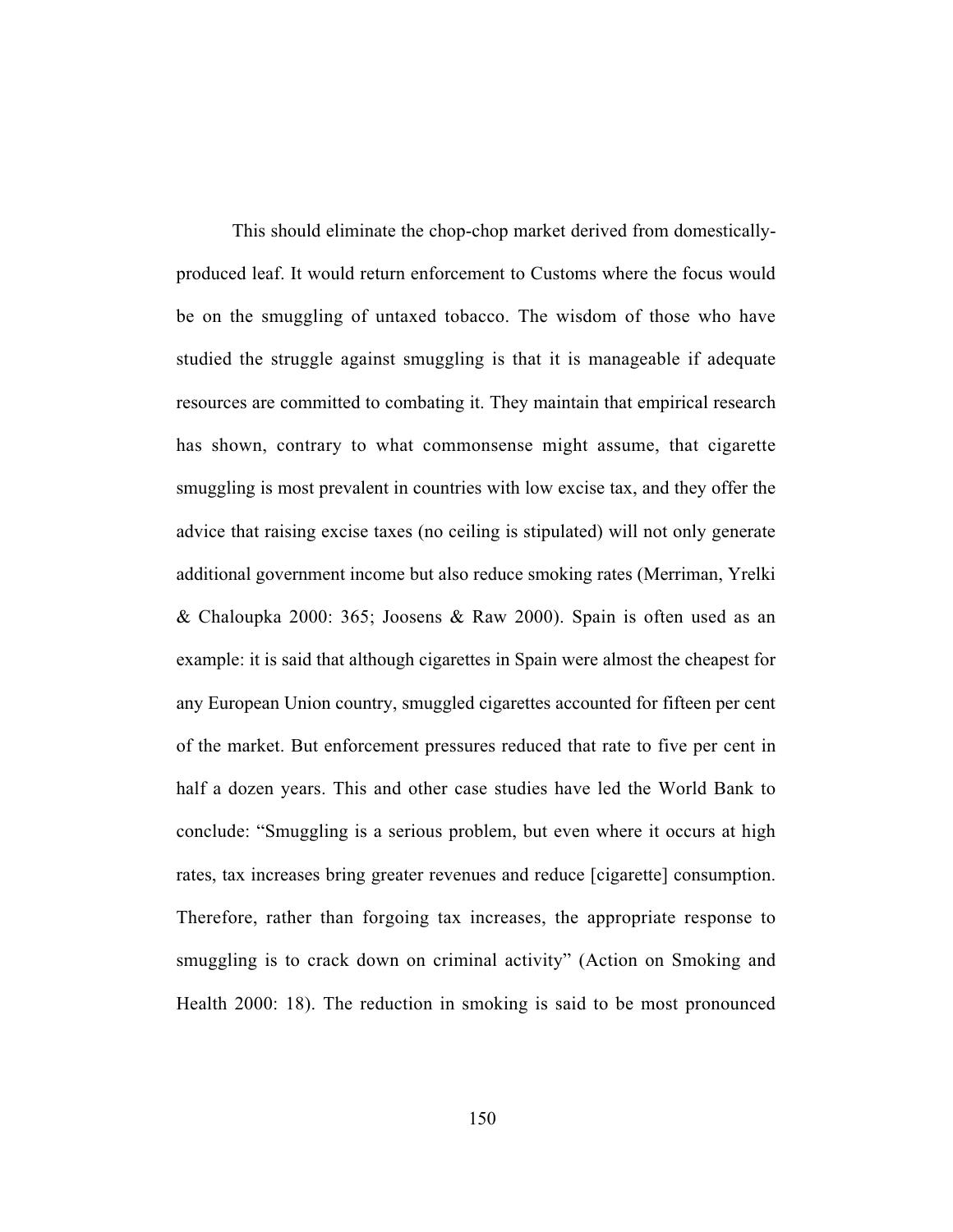This should eliminate the chop-chop market derived from domestically-produced leaf. It would return enforcement to Customs where the focus would be on the smuggling of untaxed tobacco. The wisdom of those who have studied the struggle against smuggling is that it is manageable if adequate resources are committed to combating it. They maintain that empirical research has shown, contrary to what commonsense might assume, that cigarette smuggling is most prevalent in countries with low excise tax, and they offer the advice that raising excise taxes (no ceiling is stipulated) will not only generate additional government income but also reduce smoking rates (Merriman, Yrelki & Chaloupka 2000: 365; Joosens & Raw 2000). Spain is often used as an example: it is said that although cigarettes in Spain were almost the cheapest for any European Union country, smuggled cigarettes accounted for fifteen per cent of the market. But enforcement pressures reduced that rate to five per cent in half a dozen years. This and other case studies have led the World Bank to conclude: "Smuggling is a serious problem, but even where it occurs at high rates, tax increases bring greater revenues and reduce [cigarette] consumption. Therefore, rather than forgoing tax increases, the appropriate response to smuggling is to crack down on criminal activity" (Action on Smoking and Health 2000: 18). The reduction in smoking is said to be most pronounced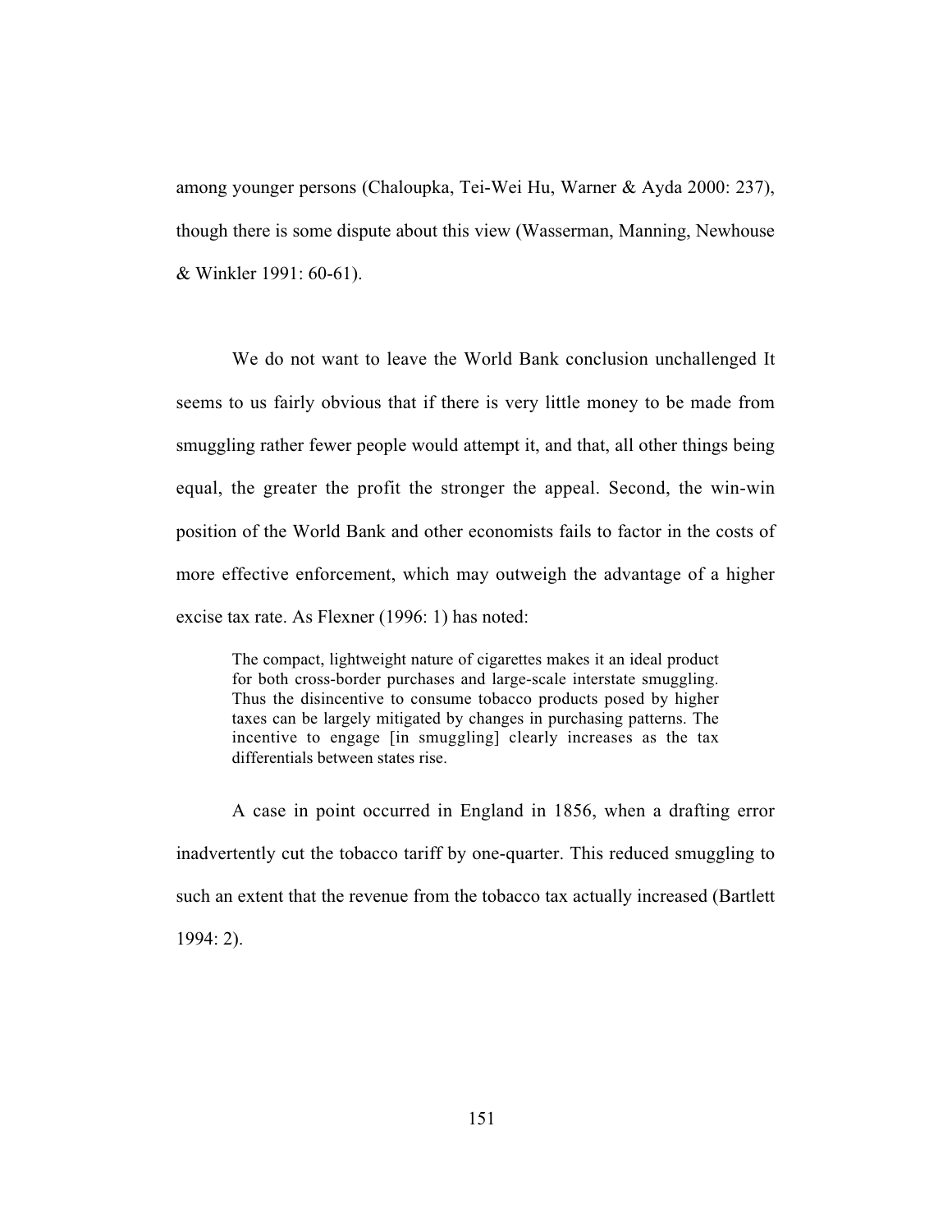among younger persons (Chaloupka, Tei-Wei Hu, Warner & Ayda 2000: 237), though there is some dispute about this view (Wasserman, Manning, Newhouse & Winkler 1991: 60-61).

We do not want to leave the World Bank conclusion unchallenged It seems to us fairly obvious that if there is very little money to be made from smuggling rather fewer people would attempt it, and that, all other things being equal, the greater the profit the stronger the appeal. Second, the win-win position of the World Bank and other economists fails to factor in the costs of more effective enforcement, which may outweigh the advantage of a higher excise tax rate. As Flexner (1996: 1) has noted:

> The compact, lightweight nature of cigarettes makes it an ideal product for both cross-border purchases and large-scale interstate smuggling. Thus the disincentive to consume tobacco products posed by higher taxes can be largely mitigated by changes in purchasing patterns. The incentive to engage [in smuggling] clearly increases as the tax differentials between states rise.

A case in point occurred in England in 1856, when a drafting error inadvertently cut the tobacco tariff by one-quarter. This reduced smuggling to such an extent that the revenue from the tobacco tax actually increased (Bartlett 1994: 2).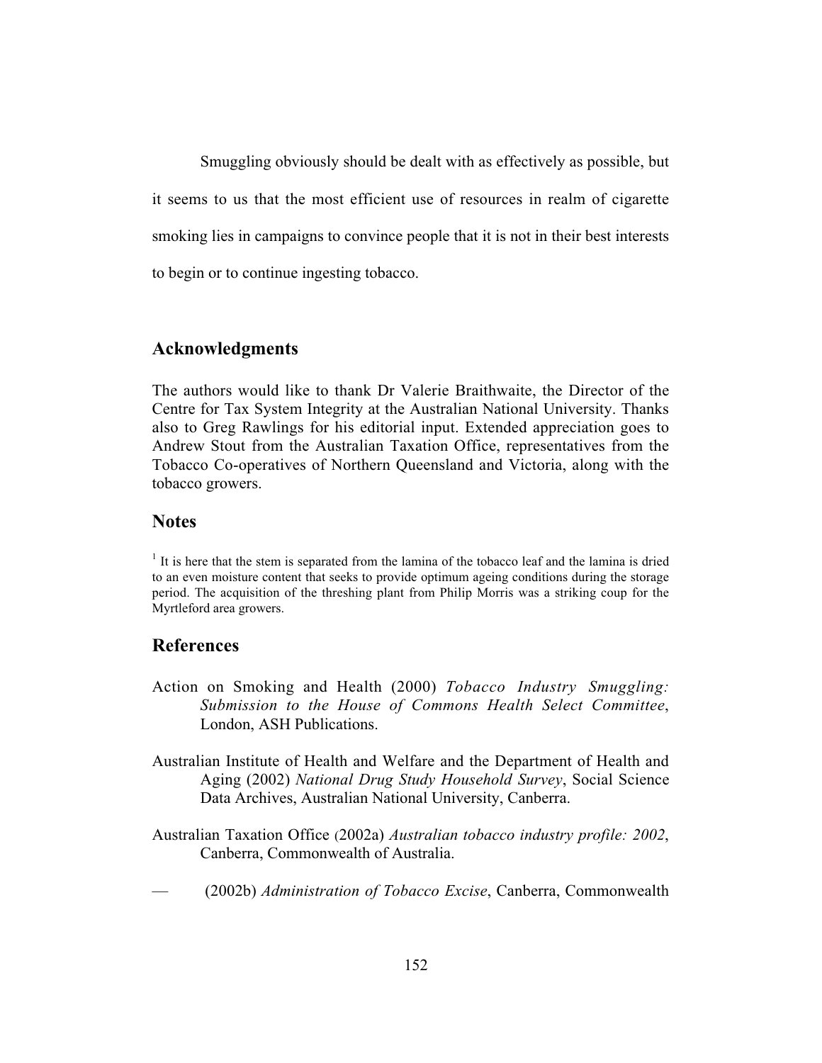Smuggling obviously should be dealt with as effectively as possible, but it seems to us that the most efficient use of resources in realm of cigarette smoking lies in campaigns to convince people that it is not in their best interests to begin or to continue ingesting tobacco.

## Acknowledgments

The authors would like to thank Dr Valerie Braithwaite, the Director of the Centre for Tax System Integrity at the Australian National University. Thanks also to Greg Rawlings for his editorial input. Extended appreciation goes to Andrew Stout from the Australian Taxation Office, representatives from the Tobacco Co-operatives of Northern Queensland and Victoria, along with the tobacco growers.

## Notes

[1] It is here that the stem is separated from the lamina of the tobacco leaf and the lamina is dried to an even moisture content that seeks to provide optimum ageing conditions during the storage period. The acquisition of the threshing plant from Philip Morris was a striking coup for the Myrtleford area growers.

## References

Action on Smoking and Health (2000) *Tobacco Industry Smuggling: Submission to the House of Commons Health Select Committee*, London, ASH Publications.

Australian Institute of Health and Welfare and the Department of Health and Aging (2002) *National Drug Study Household Survey*, Social Science Data Archives, Australian National University, Canberra.

Australian Taxation Office (2002a) *Australian tobacco industry profile: 2002*, Canberra, Commonwealth of Australia.

— (2002b) *Administration of Tobacco Excise*, Canberra, Commonwealth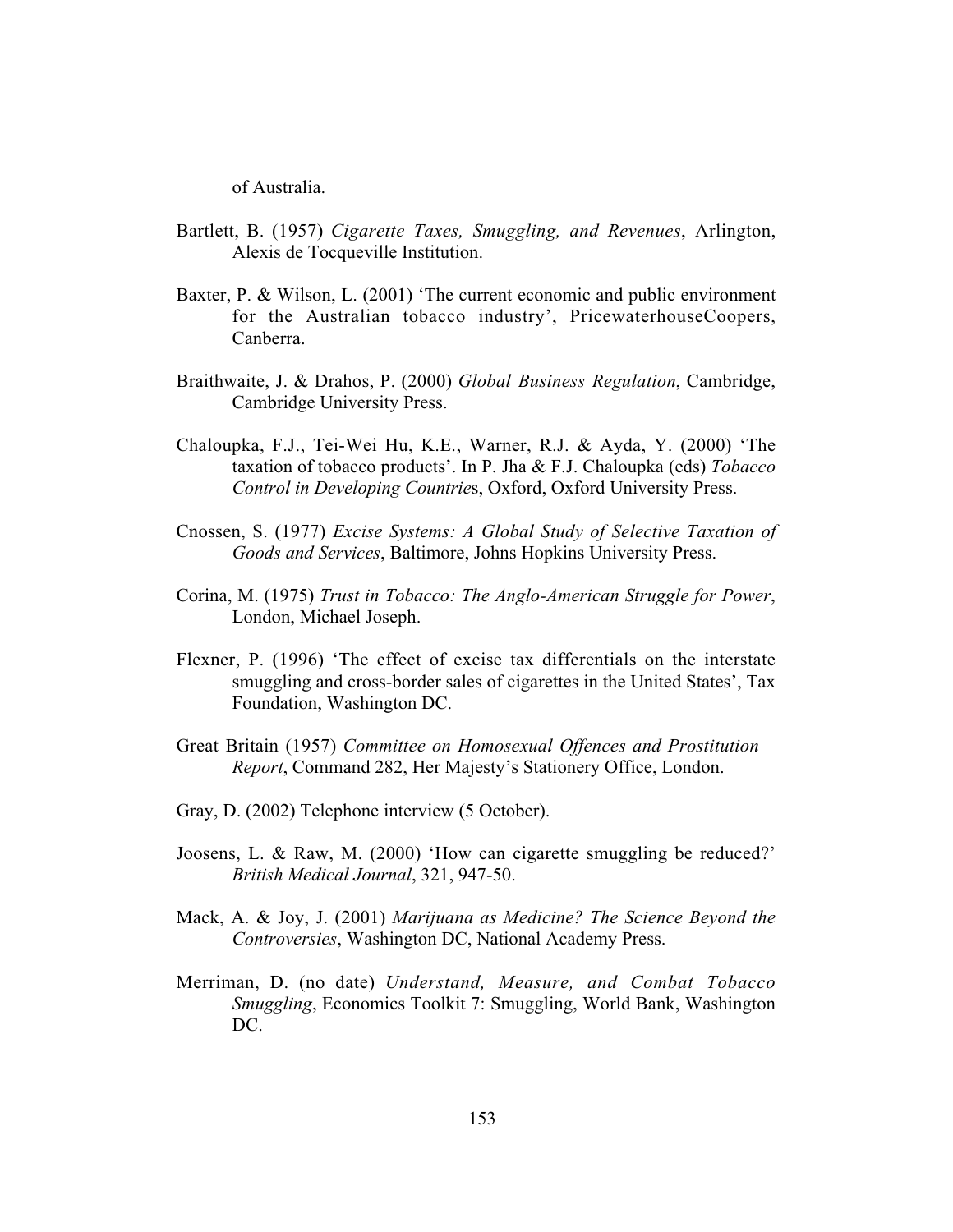of Australia.

Bartlett, B. (1957) *Cigarette Taxes, Smuggling, and Revenues*, Arlington, Alexis de Tocqueville Institution.

Baxter, P. & Wilson, L. (2001) 'The current economic and public environment for the Australian tobacco industry', PricewaterhouseCoopers, Canberra.

Braithwaite, J. & Drahos, P. (2000) *Global Business Regulation*, Cambridge, Cambridge University Press.

Chaloupka, F.J., Tei-Wei Hu, K.E., Warner, R.J. & Ayda, Y. (2000) 'The taxation of tobacco products'. In P. Jha & F.J. Chaloupka (eds) *Tobacco Control in Developing Countries*, Oxford, Oxford University Press.

Cnossen, S. (1977) *Excise Systems: A Global Study of Selective Taxation of Goods and Services*, Baltimore, Johns Hopkins University Press.

Corina, M. (1975) *Trust in Tobacco: The Anglo-American Struggle for Power*, London, Michael Joseph.

Flexner, P. (1996) 'The effect of excise tax differentials on the interstate smuggling and cross-border sales of cigarettes in the United States', Tax Foundation, Washington DC.

Great Britain (1957) *Committee on Homosexual Offences and Prostitution – Report*, Command 282, Her Majesty's Stationery Office, London.

Gray, D. (2002) Telephone interview (5 October).

Joosens, L. & Raw, M. (2000) 'How can cigarette smuggling be reduced?' *British Medical Journal*, 321, 947-50.

Mack, A. & Joy, J. (2001) *Marijuana as Medicine? The Science Beyond the Controversies*, Washington DC, National Academy Press.

Merriman, D. (no date) *Understand, Measure, and Combat Tobacco Smuggling*, Economics Toolkit 7: Smuggling, World Bank, Washington DC.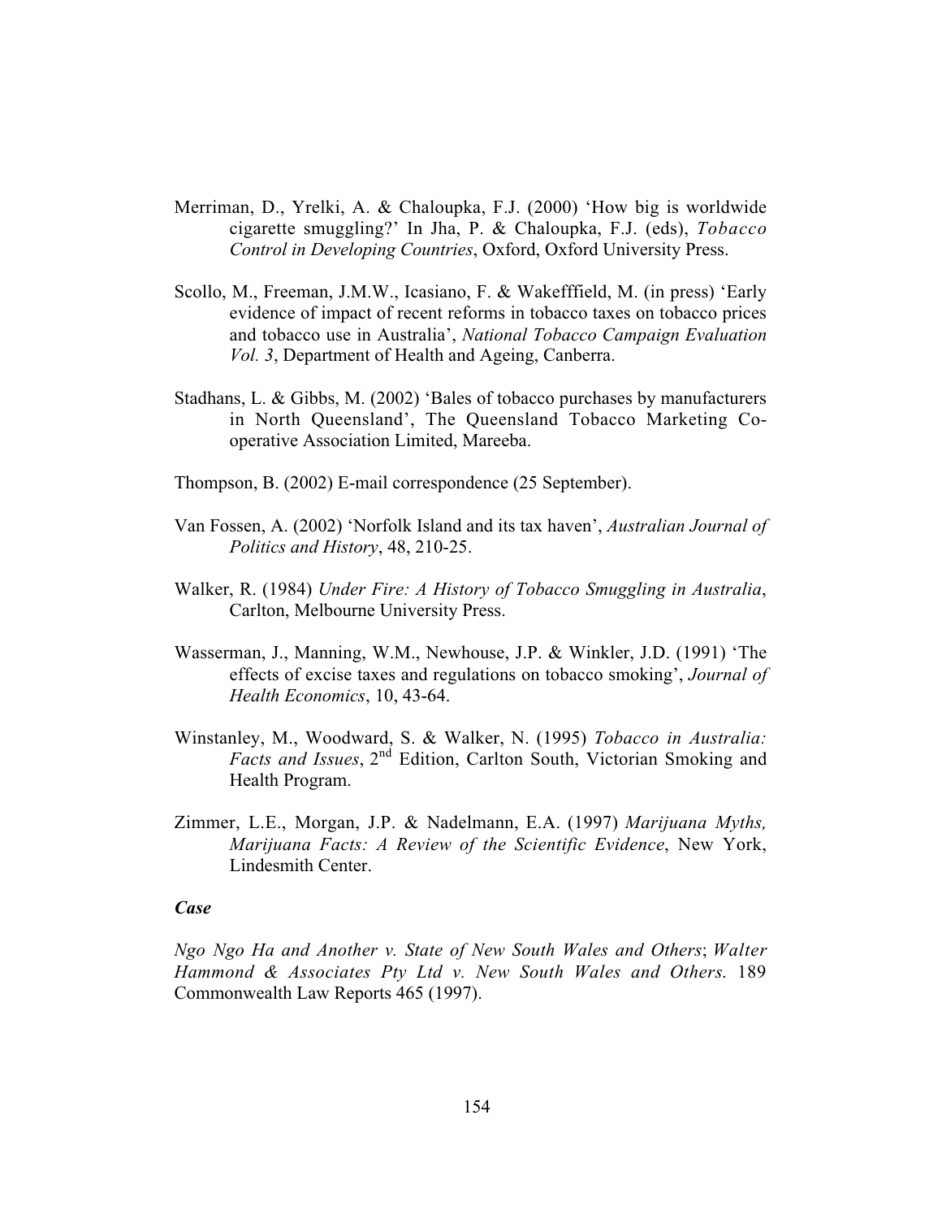Merriman, D., Yrelki, A. & Chaloupka, F.J. (2000) 'How big is worldwide cigarette smuggling?' In Jha, P. & Chaloupka, F.J. (eds), *Tobacco Control in Developing Countries*, Oxford, Oxford University Press.

Scollo, M., Freeman, J.M.W., Icasiano, F. & Wakefffield, M. (in press) 'Early evidence of impact of recent reforms in tobacco taxes on tobacco prices and tobacco use in Australia', *National Tobacco Campaign Evaluation Vol. 3*, Department of Health and Ageing, Canberra.

Stadhans, L. & Gibbs, M. (2002) 'Bales of tobacco purchases by manufacturers in North Queensland', The Queensland Tobacco Marketing Co-operative Association Limited, Mareeba.

Thompson, B. (2002) E-mail correspondence (25 September).

Van Fossen, A. (2002) 'Norfolk Island and its tax haven', *Australian Journal of Politics and History*, 48, 210-25.

Walker, R. (1984) *Under Fire: A History of Tobacco Smuggling in Australia*, Carlton, Melbourne University Press.

Wasserman, J., Manning, W.M., Newhouse, J.P. & Winkler, J.D. (1991) 'The effects of excise taxes and regulations on tobacco smoking', *Journal of Health Economics*, 10, 43-64.

Winstanley, M., Woodward, S. & Walker, N. (1995) *Tobacco in Australia: Facts and Issues*, 2nd Edition, Carlton South, Victorian Smoking and Health Program.

Zimmer, L.E., Morgan, J.P. & Nadelmann, E.A. (1997) *Marijuana Myths, Marijuana Facts: A Review of the Scientific Evidence*, New York, Lindesmith Center.

### *Case*

*Ngo Ngo Ha and Another v. State of New South Wales and Others*; *Walter Hammond & Associates Pty Ltd v. New South Wales and Others*. 189 Commonwealth Law Reports 465 (1997).